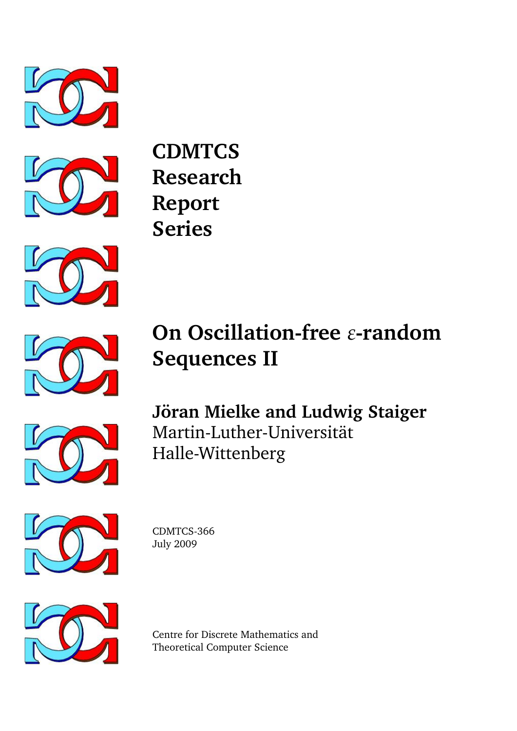# CDMTCS Research Report Series

# On Oscillation-free $\varepsilon$-random Sequences II

**Jöran Mielke and Ludwig Staiger**
Martin-Luther-Universität
Halle-Wittenberg

CDMTCS-366
July 2009

Centre for Discrete Mathematics and
Theoretical Computer Science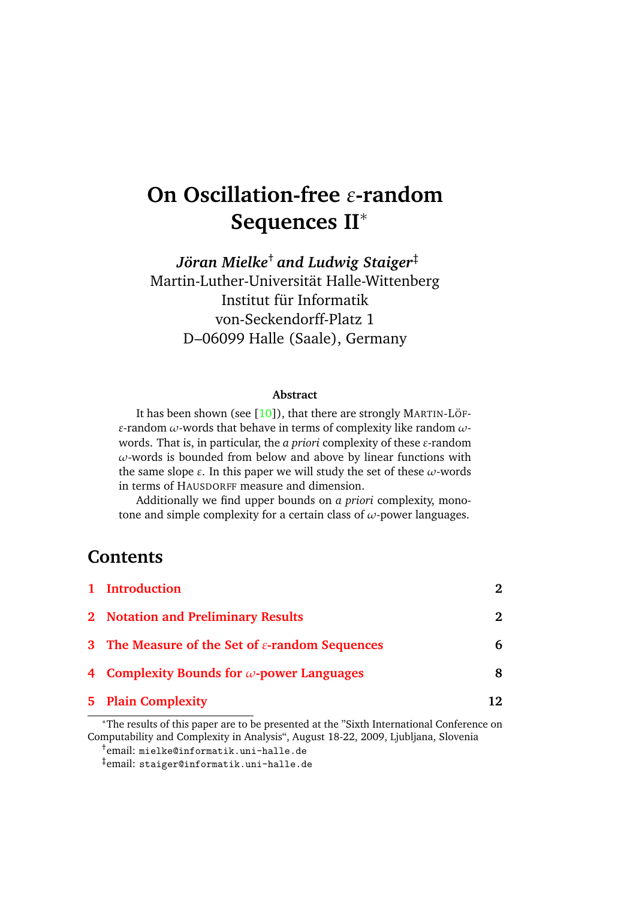# On Oscillation-free $\varepsilon$-random Sequences II*

***Jöran Mielke*† and Ludwig Staiger‡**
Martin-Luther-Universität Halle-Wittenberg
Institut für Informatik
von-Seckendorff-Platz 1
D–06099 Halle (Saale), Germany

#### Abstract

It has been shown (see [10]), that there are strongly MARTIN-LÖF-$\varepsilon$-random $\omega$-words that behave in terms of complexity like random $\omega$-words. That is, in particular, the *a priori* complexity of these $\varepsilon$-random $\omega$-words is bounded from below and above by linear functions with the same slope $\varepsilon$. In this paper we will study the set of these $\omega$-words in terms of HAUSDORFF measure and dimension.

Additionally we find upper bounds on *a priori* complexity, monotone and simple complexity for a certain class of $\omega$-power languages.

## Contents

| | | |
|---|---|---|
| **1** | **Introduction** | **2** |
| **2** | **Notation and Preliminary Results** | **2** |
| **3** | **The Measure of the Set of $\varepsilon$-random Sequences** | **6** |
| **4** | **Complexity Bounds for $\omega$-power Languages** | **8** |
| **5** | **Plain Complexity** | **12** |

*The results of this paper are to be presented at the "Sixth International Conference on Computability and Complexity in Analysis", August 18-22, 2009, Ljubljana, Slovenia

†email: `mielke@informatik.uni-halle.de`

‡email: `staiger@informatik.uni-halle.de`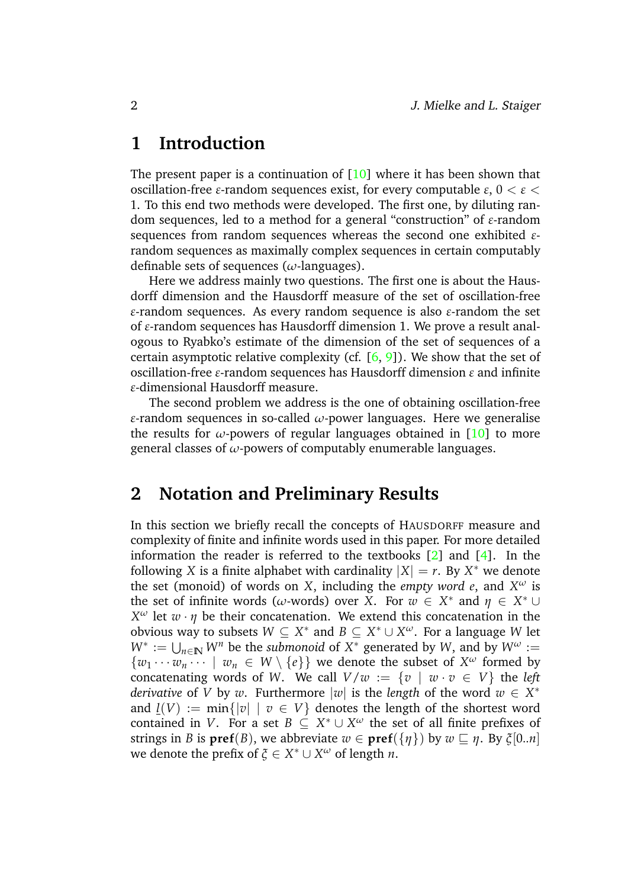# 1 Introduction

The present paper is a continuation of [10] where it has been shown that oscillation-free $\varepsilon$-random sequences exist, for every computable $\varepsilon$, $0 < \varepsilon < 1$. To this end two methods were developed. The first one, by diluting random sequences, led to a method for a general "construction" of $\varepsilon$-random sequences from random sequences whereas the second one exhibited $\varepsilon$-random sequences as maximally complex sequences in certain computably definable sets of sequences ($\omega$-languages).

Here we address mainly two questions. The first one is about the Hausdorff dimension and the Hausdorff measure of the set of oscillation-free $\varepsilon$-random sequences. As every random sequence is also $\varepsilon$-random the set of $\varepsilon$-random sequences has Hausdorff dimension 1. We prove a result analogous to Ryabko's estimate of the dimension of the set of sequences of a certain asymptotic relative complexity (cf. [6, 9]). We show that the set of oscillation-free $\varepsilon$-random sequences has Hausdorff dimension $\varepsilon$ and infinite $\varepsilon$-dimensional Hausdorff measure.

The second problem we address is the one of obtaining oscillation-free $\varepsilon$-random sequences in so-called $\omega$-power languages. Here we generalise the results for $\omega$-powers of regular languages obtained in [10] to more general classes of $\omega$-powers of computably enumerable languages.

# 2 Notation and Preliminary Results

In this section we briefly recall the concepts of HAUSDORFF measure and complexity of finite and infinite words used in this paper. For more detailed information the reader is referred to the textbooks [2] and [4]. In the following $X$ is a finite alphabet with cardinality $|X| = r$. By $X^*$ we denote the set (monoid) of words on $X$, including the *empty word* $e$, and $X^\omega$ is the set of infinite words ($\omega$-words) over $X$. For $w \in X^*$ and $\eta \in X^* \cup X^\omega$ let $w \cdot \eta$ be their concatenation. We extend this concatenation in the obvious way to subsets $W \subseteq X^*$ and $B \subseteq X^* \cup X^\omega$. For a language $W$ let $W^* := \bigcup_{n \in \mathbb{N}} W^n$ be the *submonoid* of $X^*$ generated by $W$, and by $W^\omega := \{w_1 \cdots w_n \cdots \mid w_n \in W \setminus \{e\}\}$ we denote the subset of $X^\omega$ formed by concatenating words of $W$. We call $V/w := \{v \mid w \cdot v \in V\}$ the *left derivative* of $V$ by $w$. Furthermore $|w|$ is the *length* of the word $w \in X^*$ and $\underline{l}(V) := \min\{|v| \mid v \in V\}$ denotes the length of the shortest word contained in $V$. For a set $B \subseteq X^* \cup X^\omega$ the set of all finite prefixes of strings in $B$ is $\mathbf{pref}(B)$, we abbreviate $w \in \mathbf{pref}(\{\eta\})$ by $w \sqsubseteq \eta$. By $\xi[0..n]$ we denote the prefix of $\xi \in X^* \cup X^\omega$ of length $n$.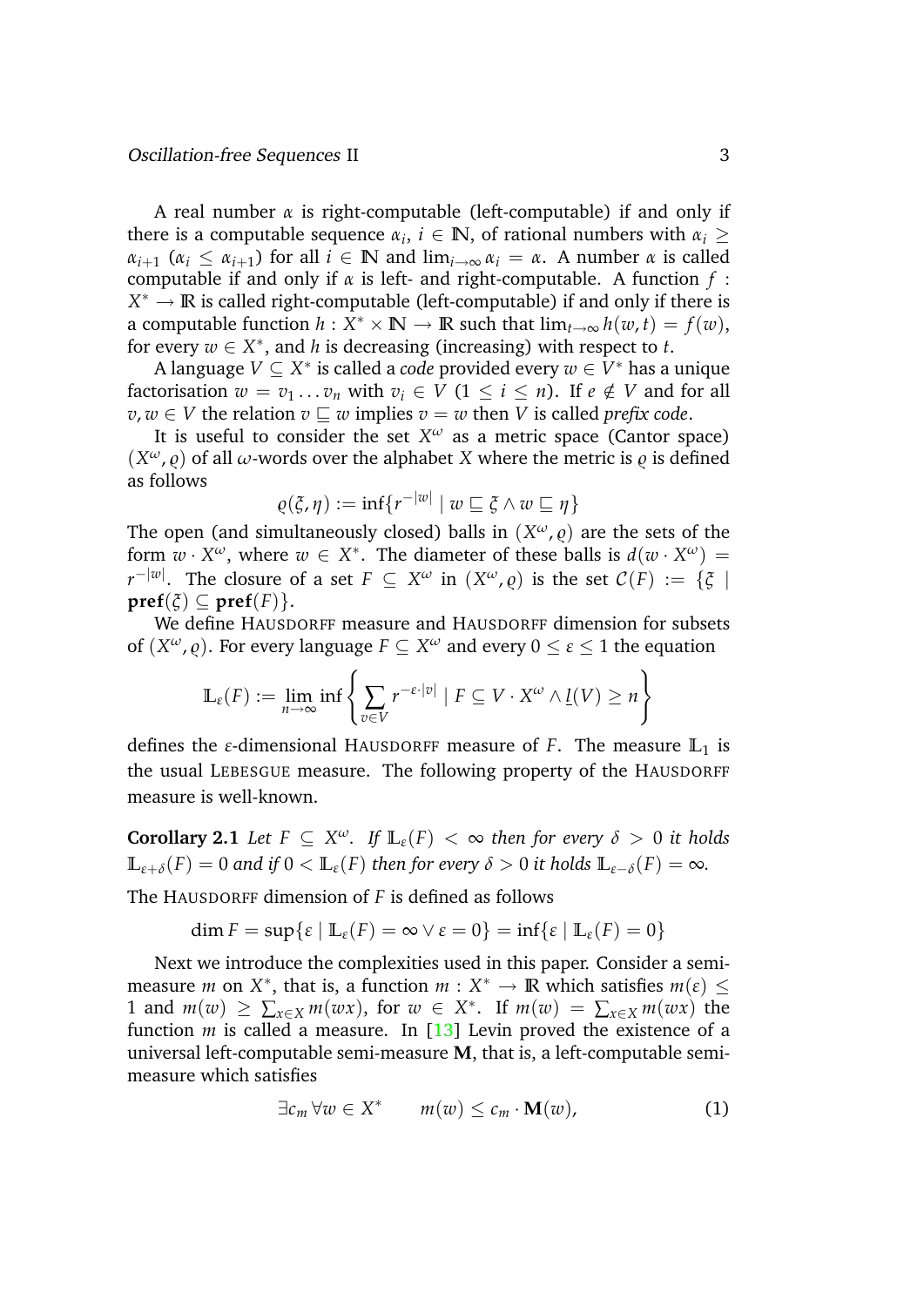A real number $\alpha$ is right-computable (left-computable) if and only if there is a computable sequence $\alpha_i$, $i \in \mathbb{N}$, of rational numbers with $\alpha_i \geq \alpha_{i+1}$ ($\alpha_i \leq \alpha_{i+1}$) for all $i \in \mathbb{N}$ and $\lim_{i\to\infty} \alpha_i = \alpha$. A number $\alpha$ is called computable if and only if $\alpha$ is left- and right-computable. A function $f : X^* \to \mathbb{R}$ is called right-computable (left-computable) if and only if there is a computable function $h : X^* \times \mathbb{N} \to \mathbb{R}$ such that $\lim_{t\to\infty} h(w,t) = f(w)$, for every $w \in X^*$, and $h$ is decreasing (increasing) with respect to $t$.

A language $V \subseteq X^*$ is called a *code* provided every $w \in V^*$ has a unique factorisation $w = v_1 \ldots v_n$ with $v_i \in V$ ($1 \leq i \leq n$). If $e \notin V$ and for all $v, w \in V$ the relation $v \sqsubseteq w$ implies $v = w$ then $V$ is called *prefix code*.

It is useful to consider the set $X^\omega$ as a metric space (Cantor space) $(X^\omega, \varrho)$ of all $\omega$-words over the alphabet $X$ where the metric is $\varrho$ is defined as follows

$$\varrho(\xi, \eta) := \inf\{r^{-|w|} \mid w \sqsubseteq \xi \wedge w \sqsubseteq \eta\}$$

The open (and simultaneously closed) balls in $(X^\omega, \varrho)$ are the sets of the form $w \cdot X^\omega$, where $w \in X^*$. The diameter of these balls is $d(w \cdot X^\omega) = r^{-|w|}$. The closure of a set $F \subseteq X^\omega$ in $(X^\omega, \varrho)$ is the set $\mathcal{C}(F) := \{\xi \mid \mathbf{pref}(\xi) \subseteq \mathbf{pref}(F)\}$.

We define HAUSDORFF measure and HAUSDORFF dimension for subsets of $(X^\omega, \varrho)$. For every language $F \subseteq X^\omega$ and every $0 \leq \varepsilon \leq 1$ the equation

$$\mathbb{L}_\varepsilon(F) := \lim_{n\to\infty} \inf \left\{ \sum_{v \in V} r^{-\varepsilon \cdot |v|} \mid F \subseteq V \cdot X^\omega \wedge \underline{l}(V) \geq n \right\}$$

defines the $\varepsilon$-dimensional HAUSDORFF measure of $F$. The measure $\mathbb{L}_1$ is the usual LEBESGUE measure. The following property of the HAUSDORFF measure is well-known.

**Corollary 2.1** *Let $F \subseteq X^\omega$. If $\mathbb{L}_\varepsilon(F) < \infty$ then for every $\delta > 0$ it holds $\mathbb{L}_{\varepsilon+\delta}(F) = 0$ and if $0 < \mathbb{L}_\varepsilon(F)$ then for every $\delta > 0$ it holds $\mathbb{L}_{\varepsilon-\delta}(F) = \infty$.*

The HAUSDORFF dimension of $F$ is defined as follows

$$\dim F = \sup\{\varepsilon \mid \mathbb{L}_\varepsilon(F) = \infty \vee \varepsilon = 0\} = \inf\{\varepsilon \mid \mathbb{L}_\varepsilon(F) = 0\}$$

Next we introduce the complexities used in this paper. Consider a semi-measure $m$ on $X^*$, that is, a function $m : X^* \to \mathbb{R}$ which satisfies $m(\varepsilon) \leq 1$ and $m(w) \geq \sum_{x \in X} m(wx)$, for $w \in X^*$. If $m(w) = \sum_{x \in X} m(wx)$ the function $m$ is called a measure. In [13] Levin proved the existence of a universal left-computable semi-measure $\mathbf{M}$, that is, a left-computable semi-measure which satisfies

$$\exists c_m \, \forall w \in X^* \qquad m(w) \leq c_m \cdot \mathbf{M}(w), \tag{1}$$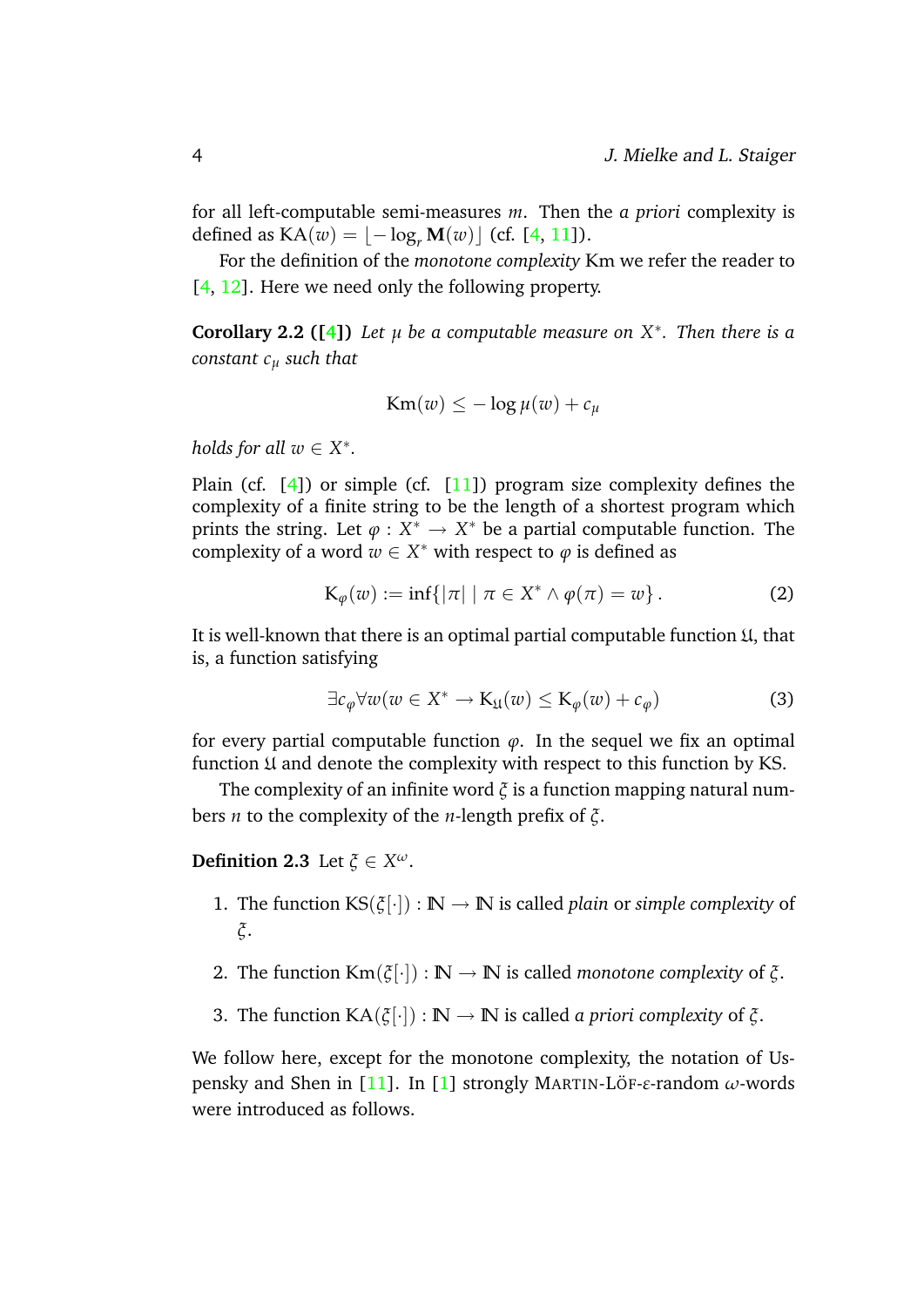for all left-computable semi-measures $m$. Then the *a priori* complexity is defined as $\mathrm{KA}(w) = \lfloor -\log_r \mathbf{M}(w) \rfloor$ (cf. [4, 11]).

For the definition of the *monotone complexity* Km we refer the reader to [4, 12]. Here we need only the following property.

**Corollary 2.2 ([4])** *Let $\mu$ be a computable measure on $X^*$. Then there is a constant $c_\mu$ such that*

$$\mathrm{Km}(w) \leq -\log \mu(w) + c_\mu$$

*holds for all $w \in X^*$.*

Plain (cf. [4]) or simple (cf. [11]) program size complexity defines the complexity of a finite string to be the length of a shortest program which prints the string. Let $\varphi : X^* \to X^*$ be a partial computable function. The complexity of a word $w \in X^*$ with respect to $\varphi$ is defined as

$$\mathrm{K}_\varphi(w) := \inf\{|\pi| \mid \pi \in X^* \wedge \varphi(\pi) = w\} . \tag{2}$$

It is well-known that there is an optimal partial computable function $\mathfrak{U}$, that is, a function satisfying

$$\exists c_\varphi \forall w (w \in X^* \to \mathrm{K}_\mathfrak{U}(w) \leq \mathrm{K}_\varphi(w) + c_\varphi) \tag{3}$$

for every partial computable function $\varphi$. In the sequel we fix an optimal function $\mathfrak{U}$ and denote the complexity with respect to this function by KS.

The complexity of an infinite word $\xi$ is a function mapping natural numbers $n$ to the complexity of the $n$-length prefix of $\xi$.

**Definition 2.3** Let $\xi \in X^\omega$.

1. The function $\mathrm{KS}(\xi[\cdot]) : \mathbb{N} \to \mathbb{N}$ is called *plain* or *simple complexity* of $\xi$.
2. The function $\mathrm{Km}(\xi[\cdot]) : \mathbb{N} \to \mathbb{N}$ is called *monotone complexity* of $\xi$.
3. The function $\mathrm{KA}(\xi[\cdot]) : \mathbb{N} \to \mathbb{N}$ is called *a priori complexity* of $\xi$.

We follow here, except for the monotone complexity, the notation of Uspensky and Shen in [11]. In [1] strongly MARTIN-LÖF-$\varepsilon$-random $\omega$-words were introduced as follows.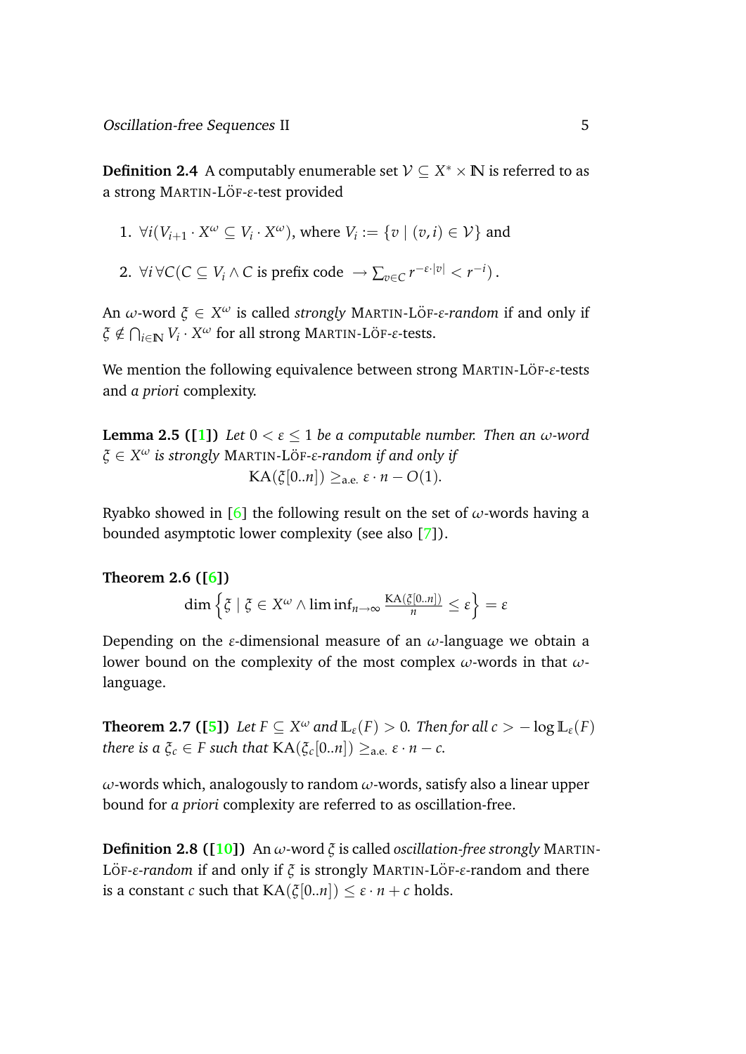**Definition 2.4** A computably enumerable set $\mathcal{V} \subseteq X^* \times \mathbb{N}$ is referred to as a strong MARTIN-LÖF-$\varepsilon$-test provided

1. $\forall i (V_{i+1} \cdot X^\omega \subseteq V_i \cdot X^\omega)$, where $V_i := \{v \mid (v, i) \in \mathcal{V}\}$ and
2. $\forall i \, \forall C (C \subseteq V_i \wedge C \text{ is prefix code } \to \sum_{v \in C} r^{-\varepsilon \cdot |v|} < r^{-i})$.

An $\omega$-word $\xi \in X^\omega$ is called *strongly* MARTIN-LÖF-$\varepsilon$-*random* if and only if $\xi \notin \bigcap_{i \in \mathbb{N}} V_i \cdot X^\omega$ for all strong MARTIN-LÖF-$\varepsilon$-tests.

We mention the following equivalence between strong MARTIN-LÖF-$\varepsilon$-tests and *a priori* complexity.

**Lemma 2.5 ([1])** *Let $0 < \varepsilon \leq 1$ be a computable number. Then an $\omega$-word $\xi \in X^\omega$ is strongly* MARTIN-LÖF-$\varepsilon$-*random if and only if*

$$\mathrm{KA}(\xi[0..n]) \geq_{\text{a.e.}} \varepsilon \cdot n - O(1).$$

Ryabko showed in [6] the following result on the set of $\omega$-words having a bounded asymptotic lower complexity (see also [7]).

**Theorem 2.6 ([6])**

$$\dim \left\{ \xi \mid \xi \in X^\omega \wedge \liminf_{n \to \infty} \frac{\mathrm{KA}(\xi[0..n])}{n} \leq \varepsilon \right\} = \varepsilon$$

Depending on the $\varepsilon$-dimensional measure of an $\omega$-language we obtain a lower bound on the complexity of the most complex $\omega$-words in that $\omega$-language.

**Theorem 2.7 ([5])** *Let $F \subseteq X^\omega$ and $\mathbb{L}_\varepsilon(F) > 0$. Then for all $c > -\log \mathbb{L}_\varepsilon(F)$ there is a $\xi_c \in F$ such that $\mathrm{KA}(\xi_c[0..n]) \geq_{\text{a.e.}} \varepsilon \cdot n - c$.*

$\omega$-words which, analogously to random $\omega$-words, satisfy also a linear upper bound for *a priori* complexity are referred to as oscillation-free.

**Definition 2.8 ([10])** An $\omega$-word $\xi$ is called *oscillation-free strongly* MARTIN-LÖF-$\varepsilon$-*random* if and only if $\xi$ is strongly MARTIN-LÖF-$\varepsilon$-random and there is a constant $c$ such that $\mathrm{KA}(\xi[0..n]) \leq \varepsilon \cdot n + c$ holds.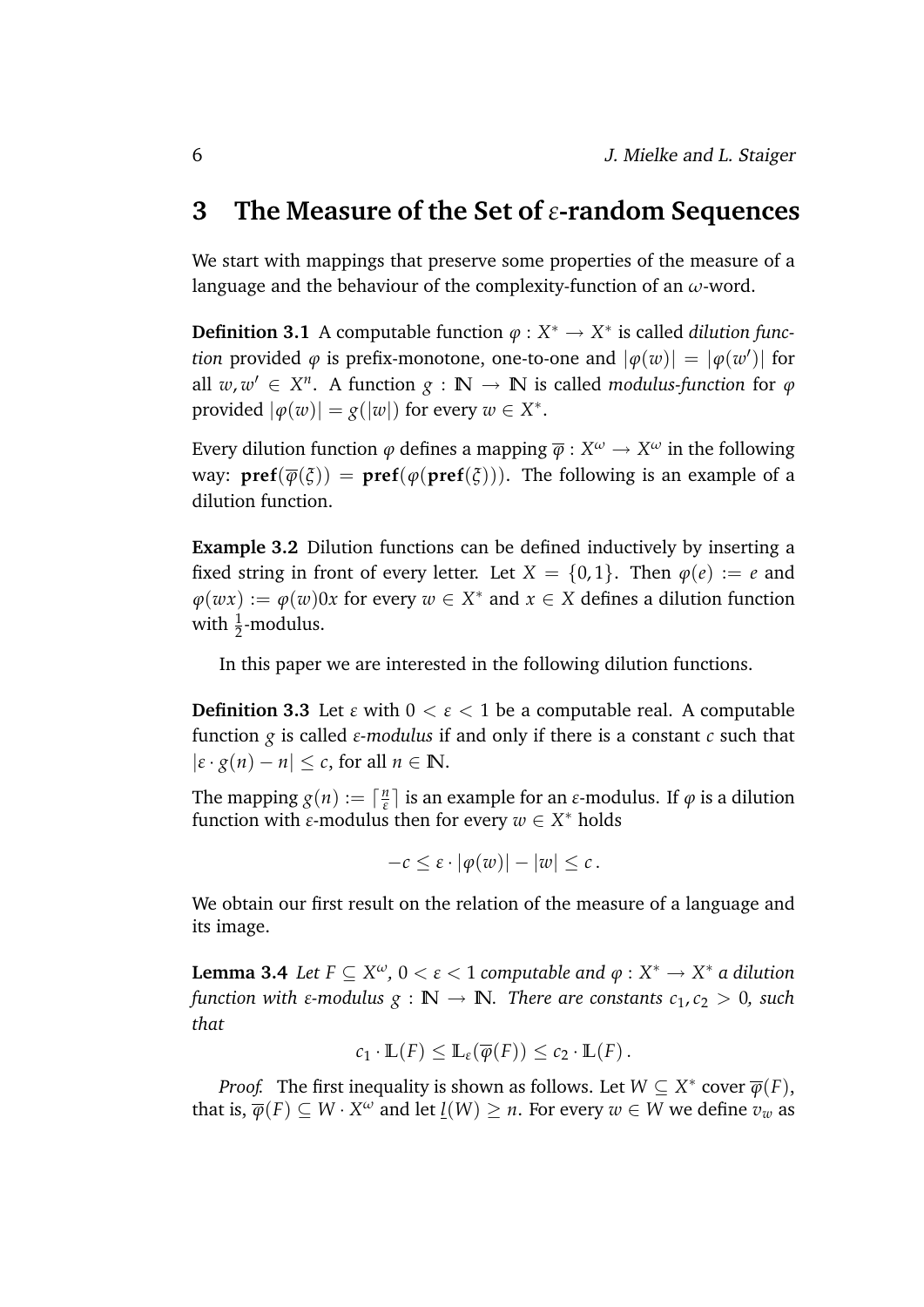## 3 The Measure of the Set of $\varepsilon$-random Sequences

We start with mappings that preserve some properties of the measure of a language and the behaviour of the complexity-function of an $\omega$-word.

**Definition 3.1** A computable function $\varphi : X^* \to X^*$ is called *dilution function* provided $\varphi$ is prefix-monotone, one-to-one and $|\varphi(w)| = |\varphi(w')|$ for all $w, w' \in X^n$. A function $g : \mathbb{N} \to \mathbb{N}$ is called *modulus-function* for $\varphi$ provided $|\varphi(w)| = g(|w|)$ for every $w \in X^*$.

Every dilution function $\varphi$ defines a mapping $\overline{\varphi} : X^\omega \to X^\omega$ in the following way: $\mathbf{pref}(\overline{\varphi}(\xi)) = \mathbf{pref}(\varphi(\mathbf{pref}(\xi)))$. The following is an example of a dilution function.

**Example 3.2** Dilution functions can be defined inductively by inserting a fixed string in front of every letter. Let $X = \{0, 1\}$. Then $\varphi(e) := e$ and $\varphi(wx) := \varphi(w)0x$ for every $w \in X^*$ and $x \in X$ defines a dilution function with $\frac{1}{2}$-modulus.

In this paper we are interested in the following dilution functions.

**Definition 3.3** Let $\varepsilon$ with $0 < \varepsilon < 1$ be a computable real. A computable function $g$ is called *$\varepsilon$-modulus* if and only if there is a constant $c$ such that $|\varepsilon \cdot g(n) - n| \leq c$, for all $n \in \mathbb{N}$.

The mapping $g(n) := \lceil \frac{n}{\varepsilon} \rceil$ is an example for an $\varepsilon$-modulus. If $\varphi$ is a dilution function with $\varepsilon$-modulus then for every $w \in X^*$ holds

$$-c \leq \varepsilon \cdot |\varphi(w)| - |w| \leq c\,.$$

We obtain our first result on the relation of the measure of a language and its image.

**Lemma 3.4** *Let $F \subseteq X^\omega$, $0 < \varepsilon < 1$ computable and $\varphi : X^* \to X^*$ a dilution function with $\varepsilon$-modulus $g : \mathbb{N} \to \mathbb{N}$. There are constants $c_1, c_2 > 0$, such that*

$$c_1 \cdot \mathbb{L}(F) \leq \mathbb{L}_\varepsilon(\overline{\varphi}(F)) \leq c_2 \cdot \mathbb{L}(F)\,.$$

*Proof.* The first inequality is shown as follows. Let $W \subseteq X^*$ cover $\overline{\varphi}(F)$, that is, $\overline{\varphi}(F) \subseteq W \cdot X^\omega$ and let $\underline{l}(W) \geq n$. For every $w \in W$ we define $v_w$ as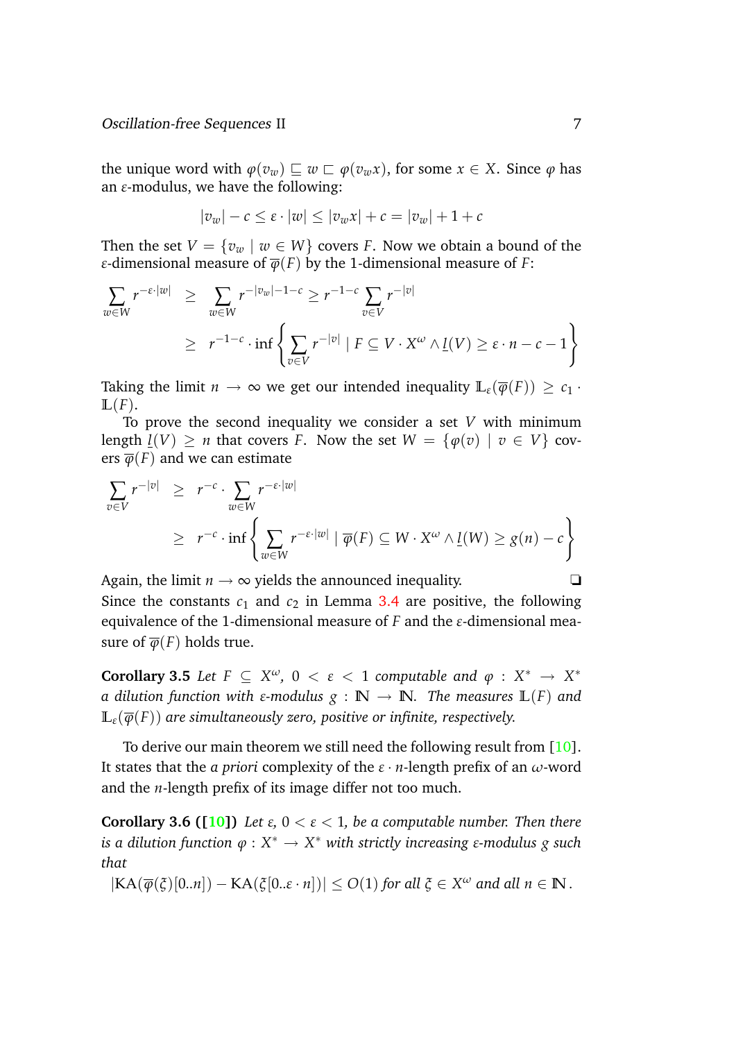the unique word with $\varphi(v_w) \sqsubseteq w \sqsubset \varphi(v_w x)$, for some $x \in X$. Since $\varphi$ has an $\varepsilon$-modulus, we have the following:

$$|v_w| - c \leq \varepsilon \cdot |w| \leq |v_w x| + c = |v_w| + 1 + c$$

Then the set $V = \{v_w \mid w \in W\}$ covers $F$. Now we obtain a bound of the $\varepsilon$-dimensional measure of $\overline{\varphi}(F)$ by the 1-dimensional measure of $F$:

$$\begin{aligned}\sum_{w\in W} r^{-\varepsilon\cdot|w|} &\geq \sum_{w\in W} r^{-|v_w|-1-c} \geq r^{-1-c} \sum_{v\in V} r^{-|v|} \\ &\geq r^{-1-c} \cdot \inf\left\{ \sum_{v\in V} r^{-|v|} \mid F \subseteq V \cdot X^\omega \wedge \underline{l}(V) \geq \varepsilon \cdot n - c - 1 \right\}\end{aligned}$$

Taking the limit $n \to \infty$ we get our intended inequality $\mathbb{L}_\varepsilon(\overline{\varphi}(F)) \geq c_1 \cdot \mathbb{L}(F)$.

To prove the second inequality we consider a set $V$ with minimum length $\underline{l}(V) \geq n$ that covers $F$. Now the set $W = \{\varphi(v) \mid v \in V\}$ covers $\overline{\varphi}(F)$ and we can estimate

$$\begin{aligned}\sum_{v\in V} r^{-|v|} &\geq r^{-c} \cdot \sum_{w\in W} r^{-\varepsilon\cdot|w|} \\ &\geq r^{-c} \cdot \inf\left\{ \sum_{w\in W} r^{-\varepsilon\cdot|w|} \mid \overline{\varphi}(F) \subseteq W \cdot X^\omega \wedge \underline{l}(W) \geq g(n) - c \right\}\end{aligned}$$

Again, the limit $n \to \infty$ yields the announced inequality. ❑

Since the constants $c_1$ and $c_2$ in Lemma 3.4 are positive, the following equivalence of the 1-dimensional measure of $F$ and the $\varepsilon$-dimensional measure of $\overline{\varphi}(F)$ holds true.

**Corollary 3.5** *Let $F \subseteq X^\omega$, $0 < \varepsilon < 1$ computable and $\varphi : X^* \to X^*$ a dilution function with $\varepsilon$-modulus $g : \mathbb{N} \to \mathbb{N}$. The measures $\mathbb{L}(F)$ and $\mathbb{L}_\varepsilon(\overline{\varphi}(F))$ are simultaneously zero, positive or infinite, respectively.*

To derive our main theorem we still need the following result from [10]. It states that the *a priori* complexity of the $\varepsilon \cdot n$-length prefix of an $\omega$-word and the $n$-length prefix of its image differ not too much.

**Corollary 3.6 ([10])** *Let $\varepsilon$, $0 < \varepsilon < 1$, be a computable number. Then there is a dilution function $\varphi : X^* \to X^*$ with strictly increasing $\varepsilon$-modulus $g$ such that*

*$|\mathrm{KA}(\overline{\varphi}(\xi)[0..n]) - \mathrm{KA}(\xi[0..\varepsilon \cdot n])| \leq O(1)$ for all $\xi \in X^\omega$ and all $n \in \mathbb{N}$.*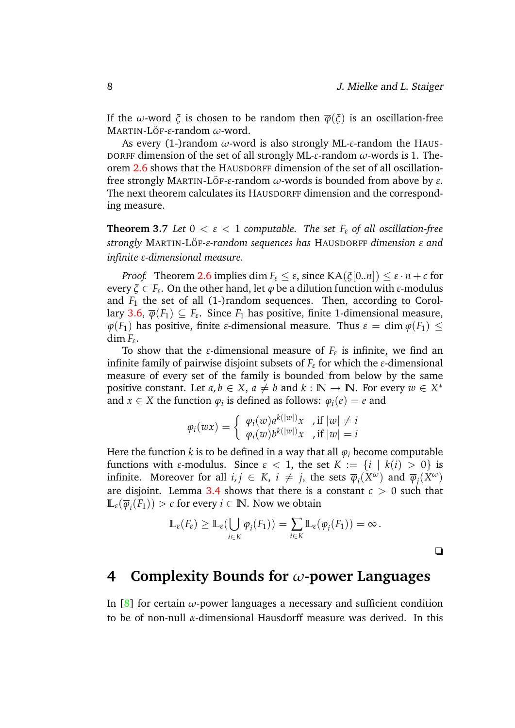If the $\omega$-word $\xi$ is chosen to be random then $\overline{\varphi}(\xi)$ is an oscillation-free MARTIN-LÖF-$\varepsilon$-random $\omega$-word.

As every (1-)random $\omega$-word is also strongly ML-$\varepsilon$-random the HAUSDORFF dimension of the set of all strongly ML-$\varepsilon$-random $\omega$-words is 1. Theorem 2.6 shows that the HAUSDORFF dimension of the set of all oscillation-free strongly MARTIN-LÖF-$\varepsilon$-random $\omega$-words is bounded from above by $\varepsilon$. The next theorem calculates its HAUSDORFF dimension and the corresponding measure.

**Theorem 3.7** *Let $0 < \varepsilon < 1$ computable. The set $F_\varepsilon$ of all oscillation-free strongly* MARTIN-LÖF-*$\varepsilon$-random sequences has* HAUSDORFF *dimension $\varepsilon$ and infinite $\varepsilon$-dimensional measure.*

*Proof.* Theorem 2.6 implies $\dim F_\varepsilon \leq \varepsilon$, since $\mathrm{KA}(\xi[0..n]) \leq \varepsilon \cdot n + c$ for every $\xi \in F_\varepsilon$. On the other hand, let $\varphi$ be a dilution function with $\varepsilon$-modulus and $F_1$ the set of all (1-)random sequences. Then, according to Corollary 3.6, $\overline{\varphi}(F_1) \subseteq F_\varepsilon$. Since $F_1$ has positive, finite 1-dimensional measure, $\overline{\varphi}(F_1)$ has positive, finite $\varepsilon$-dimensional measure. Thus $\varepsilon = \dim \overline{\varphi}(F_1) \leq \dim F_\varepsilon$.

To show that the $\varepsilon$-dimensional measure of $F_\varepsilon$ is infinite, we find an infinite family of pairwise disjoint subsets of $F_\varepsilon$ for which the $\varepsilon$-dimensional measure of every set of the family is bounded from below by the same positive constant. Let $a, b \in X$, $a \neq b$ and $k : \mathbb{N} \to \mathbb{N}$. For every $w \in X^*$ and $x \in X$ the function $\varphi_i$ is defined as follows: $\varphi_i(e) = e$ and

$$\varphi_i(wx) = \begin{cases} \varphi_i(w) a^{k(|w|)} x & \text{, if } |w| \neq i \\ \varphi_i(w) b^{k(|w|)} x & \text{, if } |w| = i \end{cases}$$

Here the function $k$ is to be defined in a way that all $\varphi_i$ become computable functions with $\varepsilon$-modulus. Since $\varepsilon < 1$, the set $K := \{i \mid k(i) > 0\}$ is infinite. Moreover for all $i, j \in K$, $i \neq j$, the sets $\overline{\varphi}_i(X^\omega)$ and $\overline{\varphi}_j(X^\omega)$ are disjoint. Lemma 3.4 shows that there is a constant $c > 0$ such that $\mathbb{L}_\varepsilon(\overline{\varphi}_i(F_1)) > c$ for every $i \in \mathbb{N}$. Now we obtain

$$\mathbb{L}_\varepsilon(F_\varepsilon) \geq \mathbb{L}_\varepsilon\Big(\bigcup_{i \in K} \overline{\varphi}_i(F_1)\Big) = \sum_{i \in K} \mathbb{L}_\varepsilon(\overline{\varphi}_i(F_1)) = \infty .$$

❑

## 4 Complexity Bounds for $\omega$-power Languages

In [8] for certain $\omega$-power languages a necessary and sufficient condition to be of non-null $\alpha$-dimensional Hausdorff measure was derived. In this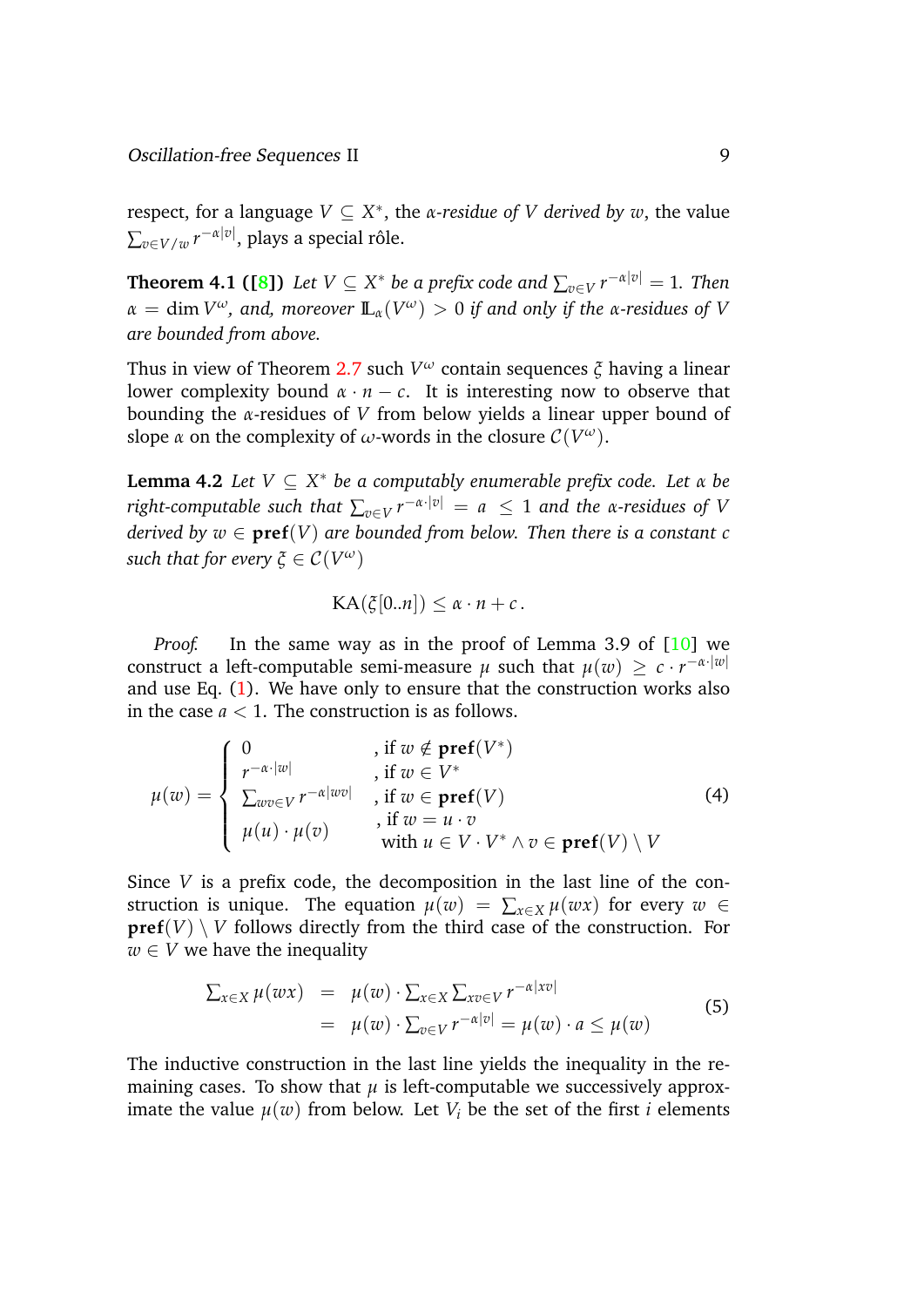respect, for a language $V \subseteq X^*$, the *α-residue of $V$ derived by $w$*, the value $\sum_{v \in V/w} r^{-\alpha|v|}$, plays a special rôle.

**Theorem 4.1 ([8])** *Let $V \subseteq X^*$ be a prefix code and $\sum_{v\in V} r^{-\alpha|v|} = 1$. Then $\alpha = \dim V^\omega$, and, moreover $\mathbb{L}_\alpha(V^\omega) > 0$ if and only if the α-residues of $V$ are bounded from above.*

Thus in view of Theorem 2.7 such $V^\omega$ contain sequences $\xi$ having a linear lower complexity bound $\alpha \cdot n - c$. It is interesting now to observe that bounding the α-residues of $V$ from below yields a linear upper bound of slope $\alpha$ on the complexity of $\omega$-words in the closure $\mathcal{C}(V^\omega)$.

**Lemma 4.2** *Let $V \subseteq X^*$ be a computably enumerable prefix code. Let $\alpha$ be right-computable such that $\sum_{v\in V} r^{-\alpha\cdot|v|} = a \leq 1$ and the α-residues of $V$ derived by $w \in \mathbf{pref}(V)$ are bounded from below. Then there is a constant $c$ such that for every $\xi \in \mathcal{C}(V^\omega)$*

$$\mathrm{KA}(\xi[0..n]) \leq \alpha \cdot n + c\,.$$

*Proof.* In the same way as in the proof of Lemma 3.9 of [10] we construct a left-computable semi-measure $\mu$ such that $\mu(w) \geq c \cdot r^{-\alpha\cdot|w|}$ and use Eq. (1). We have only to ensure that the construction works also in the case $a < 1$. The construction is as follows.

$$\mu(w) = \begin{cases} 0 & \text{, if } w \notin \mathbf{pref}(V^*) \\ r^{-\alpha\cdot|w|} & \text{, if } w \in V^* \\ \sum_{wv\in V} r^{-\alpha|wv|} & \text{, if } w \in \mathbf{pref}(V) \\ \mu(u)\cdot\mu(v) & \text{, if } w = u\cdot v \\ & \quad \text{with } u \in V\cdot V^* \wedge v \in \mathbf{pref}(V)\setminus V \end{cases} \tag{4}$$

Since $V$ is a prefix code, the decomposition in the last line of the construction is unique. The equation $\mu(w) = \sum_{x\in X}\mu(wx)$ for every $w \in \mathbf{pref}(V)\setminus V$ follows directly from the third case of the construction. For $w \in V$ we have the inequality

$$\begin{aligned} \textstyle\sum_{x\in X}\mu(wx) &= \mu(w)\cdot \textstyle\sum_{x\in X}\sum_{xv\in V} r^{-\alpha|xv|} \\ &= \mu(w)\cdot \textstyle\sum_{v\in V} r^{-\alpha|v|} = \mu(w)\cdot a \leq \mu(w) \end{aligned} \tag{5}$$

The inductive construction in the last line yields the inequality in the remaining cases. To show that $\mu$ is left-computable we successively approximate the value $\mu(w)$ from below. Let $V_i$ be the set of the first $i$ elements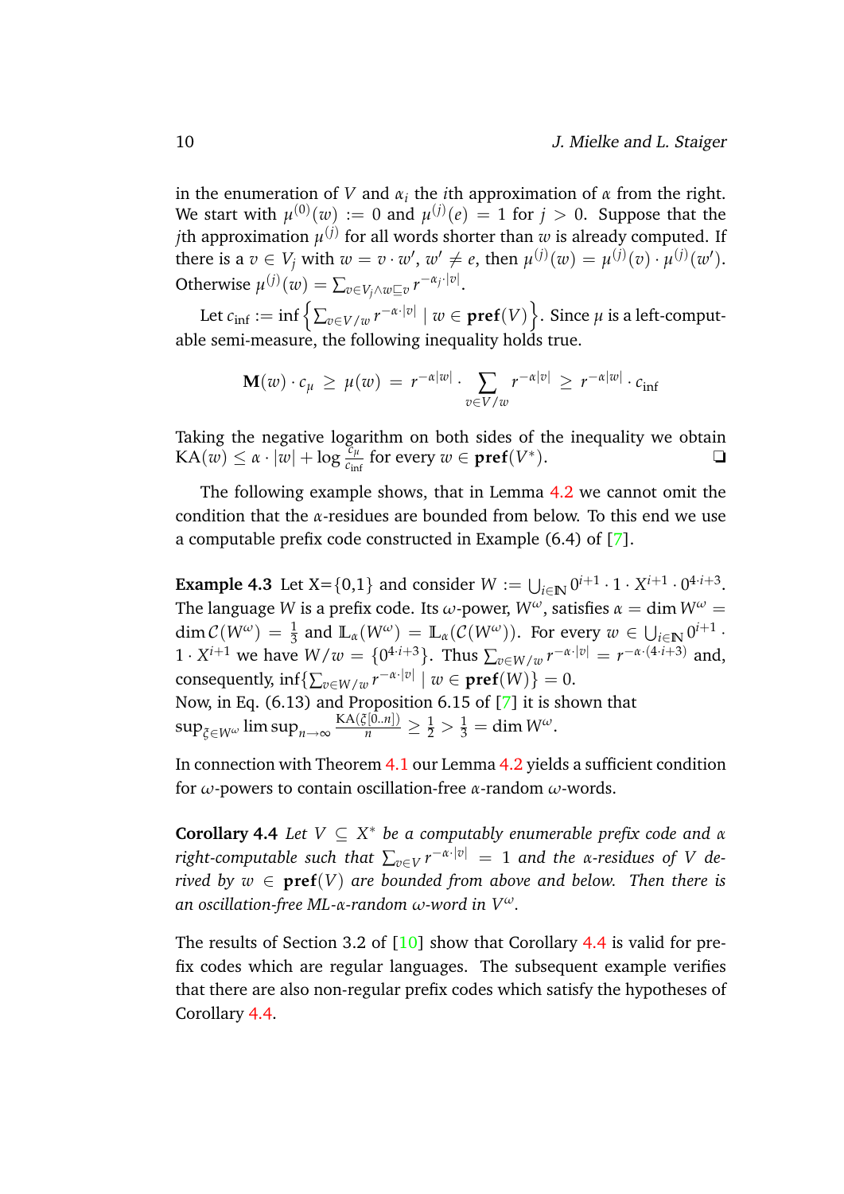in the enumeration of $V$ and $\alpha_i$ the $i$th approximation of $\alpha$ from the right. We start with $\mu^{(0)}(w) := 0$ and $\mu^{(j)}(e) = 1$ for $j > 0$. Suppose that the $j$th approximation $\mu^{(j)}$ for all words shorter than $w$ is already computed. If there is a $v \in V_j$ with $w = v \cdot w'$, $w' \neq e$, then $\mu^{(j)}(w) = \mu^{(j)}(v) \cdot \mu^{(j)}(w')$. Otherwise $\mu^{(j)}(w) = \sum_{v \in V_j \wedge w \sqsubseteq v} r^{-\alpha_j \cdot |v|}$.

Let $c_{\inf} := \inf\left\{\sum_{v \in V/w} r^{-\alpha \cdot |v|} \mid w \in \mathbf{pref}(V)\right\}$. Since $\mu$ is a left-computable semi-measure, the following inequality holds true.

$$\mathbf{M}(w) \cdot c_\mu \;\geq\; \mu(w) \;=\; r^{-\alpha|w|} \cdot \sum_{v \in V/w} r^{-\alpha|v|} \;\geq\; r^{-\alpha|w|} \cdot c_{\inf}$$

Taking the negative logarithm on both sides of the inequality we obtain $\mathrm{KA}(w) \leq \alpha \cdot |w| + \log \frac{c_\mu}{c_{\inf}}$ for every $w \in \mathbf{pref}(V^*)$. ❑

The following example shows, that in Lemma 4.2 we cannot omit the condition that the $\alpha$-residues are bounded from below. To this end we use a computable prefix code constructed in Example (6.4) of [7].

**Example 4.3** Let X={0,1} and consider $W := \bigcup_{i \in \mathbb{N}} 0^{i+1} \cdot 1 \cdot X^{i+1} \cdot 0^{4 \cdot i+3}$. The language $W$ is a prefix code. Its $\omega$-power, $W^\omega$, satisfies $\alpha = \dim W^\omega = \dim \mathcal{C}(W^\omega) = \frac{1}{3}$ and $\mathbb{L}_\alpha(W^\omega) = \mathbb{L}_\alpha(\mathcal{C}(W^\omega))$. For every $w \in \bigcup_{i \in \mathbb{N}} 0^{i+1} \cdot 1 \cdot X^{i+1}$ we have $W/w = \{0^{4 \cdot i+3}\}$. Thus $\sum_{v \in W/w} r^{-\alpha \cdot |v|} = r^{-\alpha \cdot (4 \cdot i+3)}$ and, consequently, $\inf\{\sum_{v \in W/w} r^{-\alpha \cdot |v|} \mid w \in \mathbf{pref}(W)\} = 0$.
Now, in Eq. (6.13) and Proposition 6.15 of [7] it is shown that $\sup_{\xi \in W^\omega} \limsup_{n \to \infty} \frac{\mathrm{KA}(\xi[0..n])}{n} \geq \frac{1}{2} > \frac{1}{3} = \dim W^\omega$.

In connection with Theorem 4.1 our Lemma 4.2 yields a sufficient condition for $\omega$-powers to contain oscillation-free $\alpha$-random $\omega$-words.

**Corollary 4.4** *Let $V \subseteq X^*$ be a computably enumerable prefix code and $\alpha$ right-computable such that $\sum_{v \in V} r^{-\alpha \cdot |v|} = 1$ and the $\alpha$-residues of $V$ derived by $w \in \mathbf{pref}(V)$ are bounded from above and below. Then there is an oscillation-free ML-$\alpha$-random $\omega$-word in $V^\omega$.*

The results of Section 3.2 of [10] show that Corollary 4.4 is valid for prefix codes which are regular languages. The subsequent example verifies that there are also non-regular prefix codes which satisfy the hypotheses of Corollary 4.4.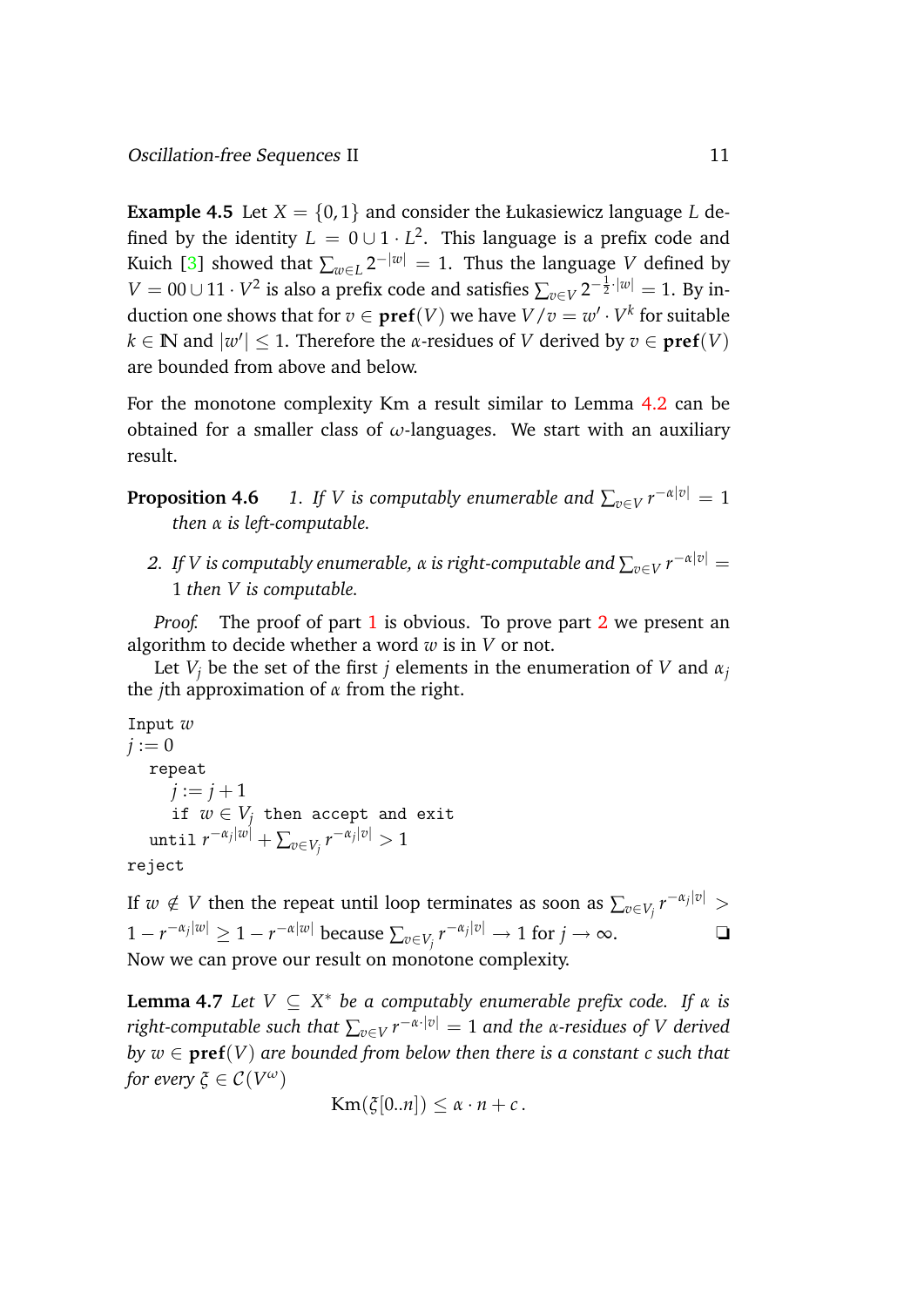**Example 4.5** Let $X = \{0, 1\}$ and consider the Łukasiewicz language $L$ defined by the identity $L = 0 \cup 1 \cdot L^2$. This language is a prefix code and Kuich [3] showed that $\sum_{w \in L} 2^{-|w|} = 1$. Thus the language $V$ defined by $V = 00 \cup 11 \cdot V^2$ is also a prefix code and satisfies $\sum_{v \in V} 2^{-\frac{1}{2} \cdot |w|} = 1$. By induction one shows that for $v \in \mathbf{pref}(V)$ we have $V/v = w' \cdot V^k$ for suitable $k \in \mathbb{N}$ and $|w'| \leq 1$. Therefore the $\alpha$-residues of $V$ derived by $v \in \mathbf{pref}(V)$ are bounded from above and below.

For the monotone complexity Km a result similar to Lemma 4.2 can be obtained for a smaller class of $\omega$-languages. We start with an auxiliary result.

**Proposition 4.6** *1. If $V$ is computably enumerable and $\sum_{v \in V} r^{-\alpha|v|} = 1$ then $\alpha$ is left-computable.*

*2. If $V$ is computably enumerable, $\alpha$ is right-computable and $\sum_{v \in V} r^{-\alpha|v|} = 1$ then $V$ is computable.*

*Proof.* The proof of part 1 is obvious. To prove part 2 we present an algorithm to decide whether a word $w$ is in $V$ or not.

Let $V_j$ be the set of the first $j$ elements in the enumeration of $V$ and $\alpha_j$ the $j$th approximation of $\alpha$ from the right.

```
Input w
j := 0
  repeat
    j := j + 1
    if w ∈ V_j then accept and exit
  until r^{-α_j|w|} + Σ_{v∈V_j} r^{-α_j|v|} > 1
reject
```

If $w \notin V$ then the repeat until loop terminates as soon as $\sum_{v \in V_j} r^{-\alpha_j|v|} > 1 - r^{-\alpha_j|w|} \geq 1 - r^{-\alpha|w|}$ because $\sum_{v \in V_j} r^{-\alpha_j|v|} \to 1$ for $j \to \infty$. ❑

Now we can prove our result on monotone complexity.

**Lemma 4.7** *Let $V \subseteq X^*$ be a computably enumerable prefix code. If $\alpha$ is right-computable such that $\sum_{v \in V} r^{-\alpha \cdot |v|} = 1$ and the $\alpha$-residues of $V$ derived by $w \in \mathbf{pref}(V)$ are bounded from below then there is a constant $c$ such that for every $\xi \in \mathcal{C}(V^\omega)$*

$$\mathrm{Km}(\xi[0..n]) \leq \alpha \cdot n + c\,.$$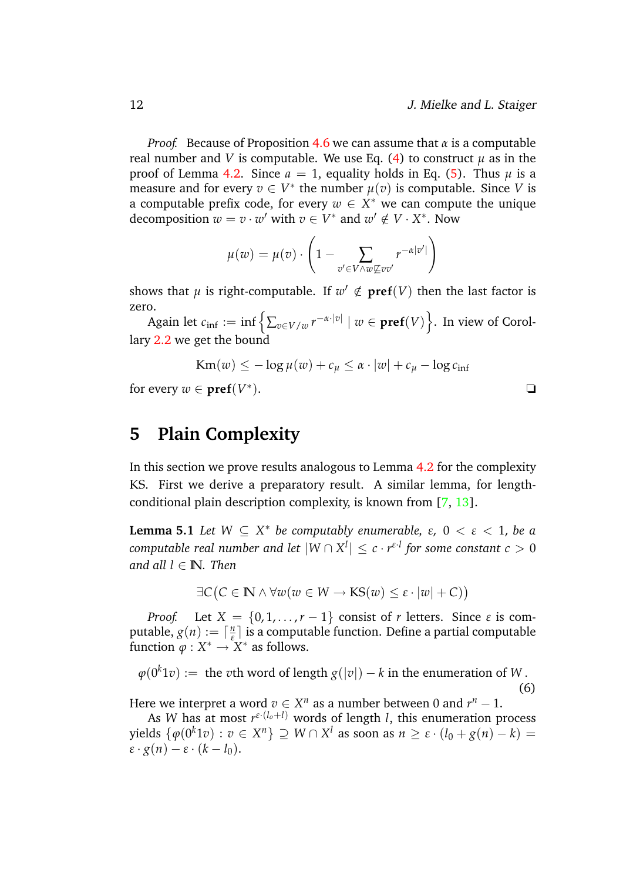*Proof.* Because of Proposition 4.6 we can assume that $\alpha$ is a computable real number and $V$ is computable. We use Eq. (4) to construct $\mu$ as in the proof of Lemma 4.2. Since $a = 1$, equality holds in Eq. (5). Thus $\mu$ is a measure and for every $v \in V^*$ the number $\mu(v)$ is computable. Since $V$ is a computable prefix code, for every $w \in X^*$ we can compute the unique decomposition $w = v \cdot w'$ with $v \in V^*$ and $w' \notin V \cdot X^*$. Now

$$\mu(w) = \mu(v) \cdot \left(1 - \sum_{v' \in V \wedge w \not\sqsubseteq vv'} r^{-\alpha|v'|}\right)$$

shows that $\mu$ is right-computable. If $w' \notin \mathbf{pref}(V)$ then the last factor is zero.

Again let $c_{\inf} := \inf\left\{\sum_{v \in V/w} r^{-\alpha \cdot |v|} \mid w \in \mathbf{pref}(V)\right\}$. In view of Corollary 2.2 we get the bound

$$\mathrm{Km}(w) \leq -\log \mu(w) + c_\mu \leq \alpha \cdot |w| + c_\mu - \log c_{\inf}$$

for every $w \in \mathbf{pref}(V^*)$. ❏

## 5 Plain Complexity

In this section we prove results analogous to Lemma 4.2 for the complexity KS. First we derive a preparatory result. A similar lemma, for length-conditional plain description complexity, is known from [7, 13].

**Lemma 5.1** *Let $W \subseteq X^*$ be computably enumerable, $\varepsilon$, $0 < \varepsilon < 1$, be a computable real number and let $|W \cap X^l| \leq c \cdot r^{\varepsilon \cdot l}$ for some constant $c > 0$ and all $l \in \mathbb{N}$. Then*

$$\exists C \big(C \in \mathbb{N} \wedge \forall w (w \in W \rightarrow \mathrm{KS}(w) \leq \varepsilon \cdot |w| + C)\big)$$

*Proof.* Let $X = \{0, 1, \ldots, r-1\}$ consist of $r$ letters. Since $\varepsilon$ is computable, $g(n) := \lceil \frac{n}{\varepsilon} \rceil$ is a computable function. Define a partial computable function $\varphi : X^* \to X^*$ as follows.

$$\varphi(0^k 1v) := \text{ the } v\text{th word of length } g(|v|) - k \text{ in the enumeration of } W. \tag{6}$$

Here we interpret a word $v \in X^n$ as a number between $0$ and $r^n - 1$.

As $W$ has at most $r^{\varepsilon \cdot (l_0 + l)}$ words of length $l$, this enumeration process yields $\{\varphi(0^k 1v) : v \in X^n\} \supseteq W \cap X^l$ as soon as $n \geq \varepsilon \cdot (l_0 + g(n) - k) = \varepsilon \cdot g(n) - \varepsilon \cdot (k - l_0)$.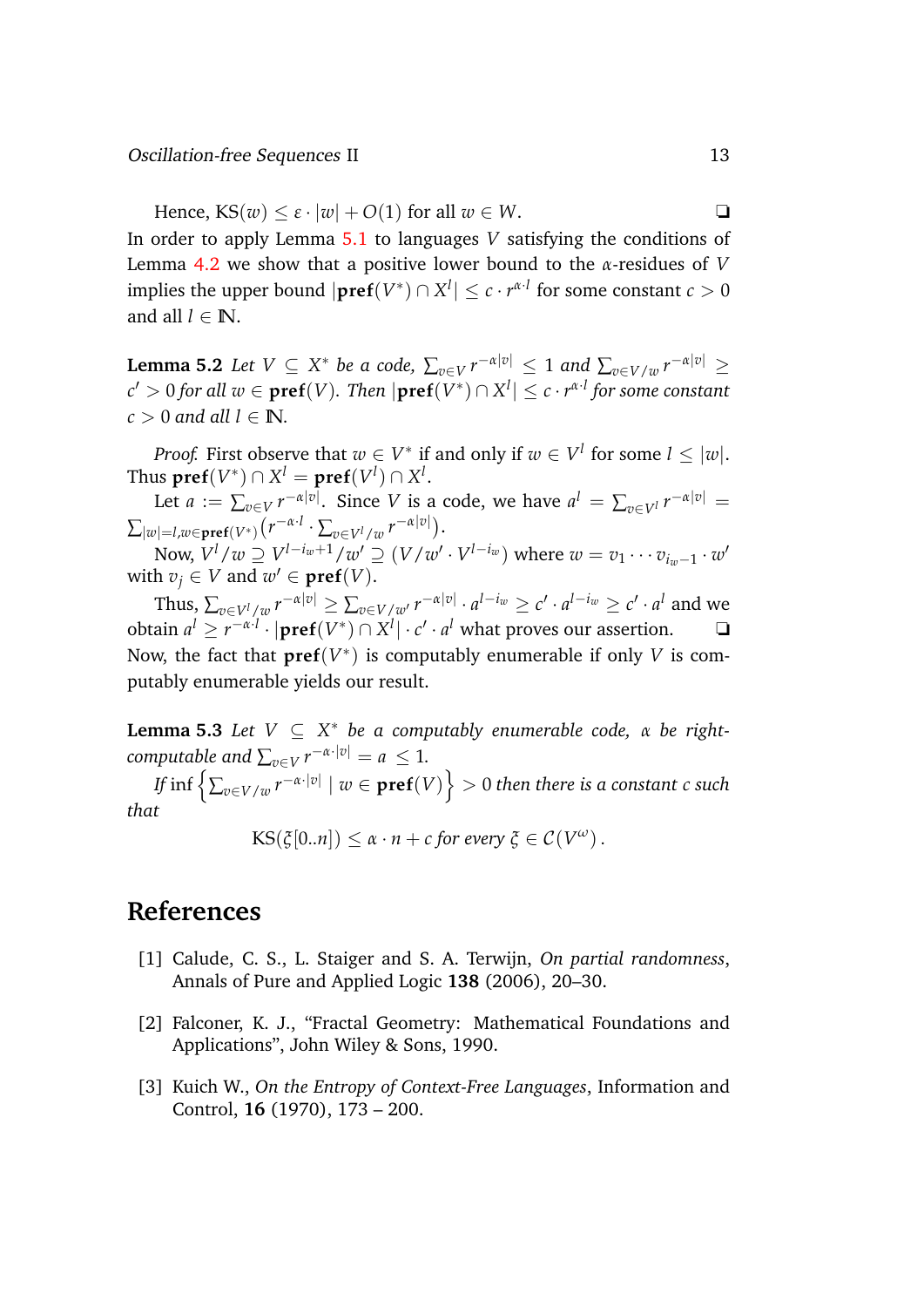Hence, $\mathrm{KS}(w) \leq \varepsilon \cdot |w| + O(1)$ for all $w \in W$. ❑

In order to apply Lemma 5.1 to languages $V$ satisfying the conditions of Lemma 4.2 we show that a positive lower bound to the $\alpha$-residues of $V$ implies the upper bound $|\mathbf{pref}(V^*) \cap X^l| \leq c \cdot r^{\alpha \cdot l}$ for some constant $c > 0$ and all $l \in \mathbb{N}$.

**Lemma 5.2** *Let $V \subseteq X^*$ be a code, $\sum_{v \in V} r^{-\alpha|v|} \leq 1$ and $\sum_{v \in V/w} r^{-\alpha|v|} \geq c' > 0$ for all $w \in \mathbf{pref}(V)$. Then $|\mathbf{pref}(V^*) \cap X^l| \leq c \cdot r^{\alpha \cdot l}$ for some constant $c > 0$ and all $l \in \mathbb{N}$.*

*Proof.* First observe that $w \in V^*$ if and only if $w \in V^l$ for some $l \leq |w|$. Thus $\mathbf{pref}(V^*) \cap X^l = \mathbf{pref}(V^l) \cap X^l$.

Let $a := \sum_{v \in V} r^{-\alpha|v|}$. Since $V$ is a code, we have $a^l = \sum_{v \in V^l} r^{-\alpha|v|} = \sum_{|w|=l, w \in \mathbf{pref}(V^*)} \left( r^{-\alpha \cdot l} \cdot \sum_{v \in V^l/w} r^{-\alpha|v|} \right)$.

Now, $V^l/w \supseteq V^{l-i_w+1}/w' \supseteq (V/w' \cdot V^{l-i_w})$ where $w = v_1 \cdots v_{i_w - 1} \cdot w'$ with $v_j \in V$ and $w' \in \mathbf{pref}(V)$.

Thus, $\sum_{v \in V^l/w} r^{-\alpha|v|} \geq \sum_{v \in V/w'} r^{-\alpha|v|} \cdot a^{l-i_w} \geq c' \cdot a^{l-i_w} \geq c' \cdot a^l$ and we obtain $a^l \geq r^{-\alpha \cdot l} \cdot |\mathbf{pref}(V^*) \cap X^l| \cdot c' \cdot a^l$ what proves our assertion. ❑

Now, the fact that $\mathbf{pref}(V^*)$ is computably enumerable if only $V$ is computably enumerable yields our result.

**Lemma 5.3** *Let $V \subseteq X^*$ be a computably enumerable code, $\alpha$ be right-computable and $\sum_{v \in V} r^{-\alpha \cdot |v|} = a \leq 1$.*

*If $\inf \left\{ \sum_{v \in V/w} r^{-\alpha \cdot |v|} \mid w \in \mathbf{pref}(V) \right\} > 0$ then there is a constant $c$ such that*

$$\mathrm{KS}(\xi[0..n]) \leq \alpha \cdot n + c \text{ for every } \xi \in \mathcal{C}(V^\omega).$$

# References

[1] Calude, C. S., L. Staiger and S. A. Terwijn, *On partial randomness*, Annals of Pure and Applied Logic **138** (2006), 20–30.

[2] Falconer, K. J., "Fractal Geometry: Mathematical Foundations and Applications", John Wiley & Sons, 1990.

[3] Kuich W., *On the Entropy of Context-Free Languages*, Information and Control, **16** (1970), 173 – 200.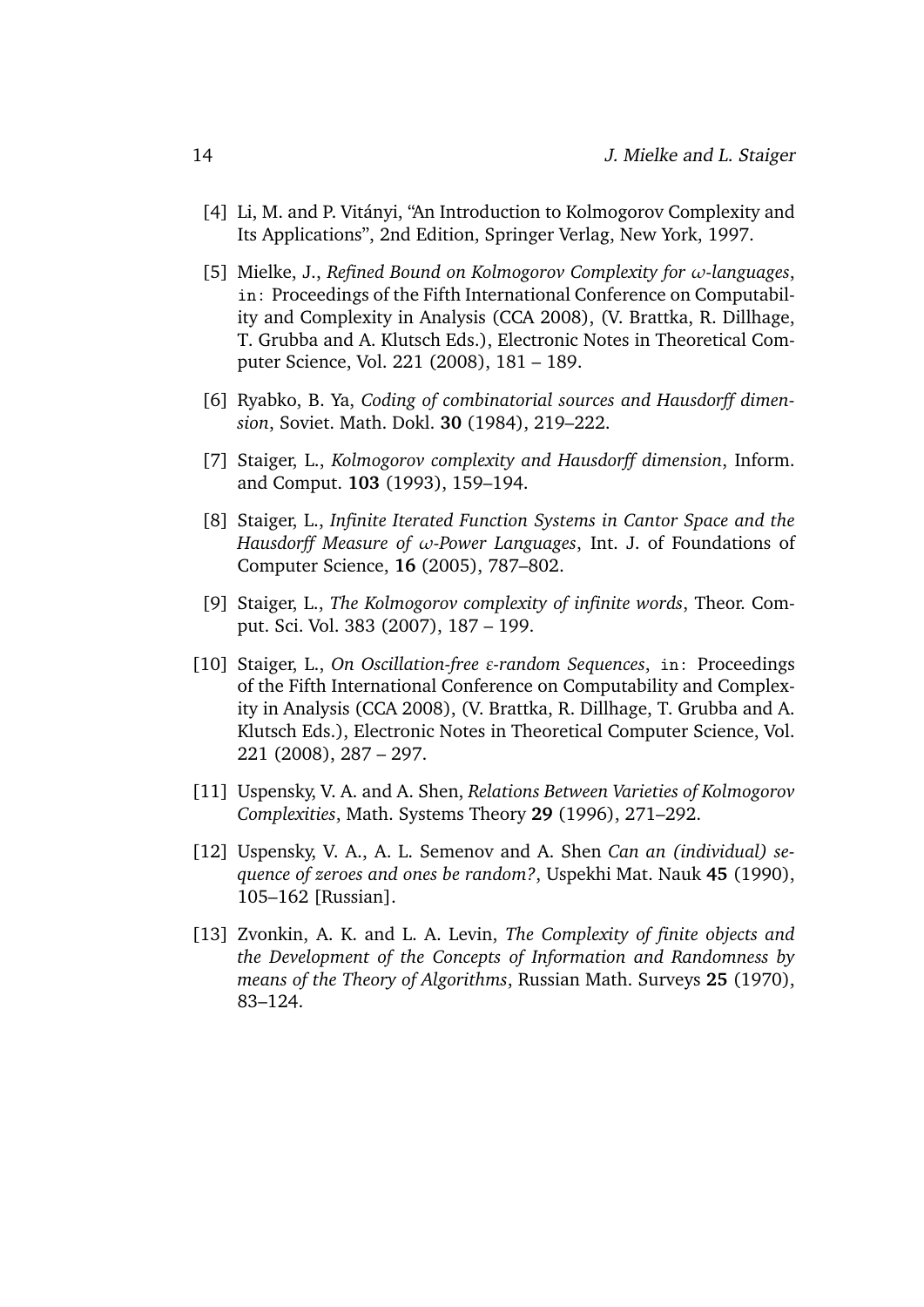[4] Li, M. and P. Vitányi, "An Introduction to Kolmogorov Complexity and Its Applications", 2nd Edition, Springer Verlag, New York, 1997.

[5] Mielke, J., *Refined Bound on Kolmogorov Complexity for $\omega$-languages*, in: Proceedings of the Fifth International Conference on Computability and Complexity in Analysis (CCA 2008), (V. Brattka, R. Dillhage, T. Grubba and A. Klutsch Eds.), Electronic Notes in Theoretical Computer Science, Vol. 221 (2008), 181 – 189.

[6] Ryabko, B. Ya, *Coding of combinatorial sources and Hausdorff dimension*, Soviet. Math. Dokl. **30** (1984), 219–222.

[7] Staiger, L., *Kolmogorov complexity and Hausdorff dimension*, Inform. and Comput. **103** (1993), 159–194.

[8] Staiger, L., *Infinite Iterated Function Systems in Cantor Space and the Hausdorff Measure of $\omega$-Power Languages*, Int. J. of Foundations of Computer Science, **16** (2005), 787–802.

[9] Staiger, L., *The Kolmogorov complexity of infinite words*, Theor. Comput. Sci. Vol. 383 (2007), 187 – 199.

[10] Staiger, L., *On Oscillation-free $\varepsilon$-random Sequences*, in: Proceedings of the Fifth International Conference on Computability and Complexity in Analysis (CCA 2008), (V. Brattka, R. Dillhage, T. Grubba and A. Klutsch Eds.), Electronic Notes in Theoretical Computer Science, Vol. 221 (2008), 287 – 297.

[11] Uspensky, V. A. and A. Shen, *Relations Between Varieties of Kolmogorov Complexities*, Math. Systems Theory **29** (1996), 271–292.

[12] Uspensky, V. A., A. L. Semenov and A. Shen *Can an (individual) sequence of zeroes and ones be random?*, Uspekhi Mat. Nauk **45** (1990), 105–162 [Russian].

[13] Zvonkin, A. K. and L. A. Levin, *The Complexity of finite objects and the Development of the Concepts of Information and Randomness by means of the Theory of Algorithms*, Russian Math. Surveys **25** (1970), 83–124.